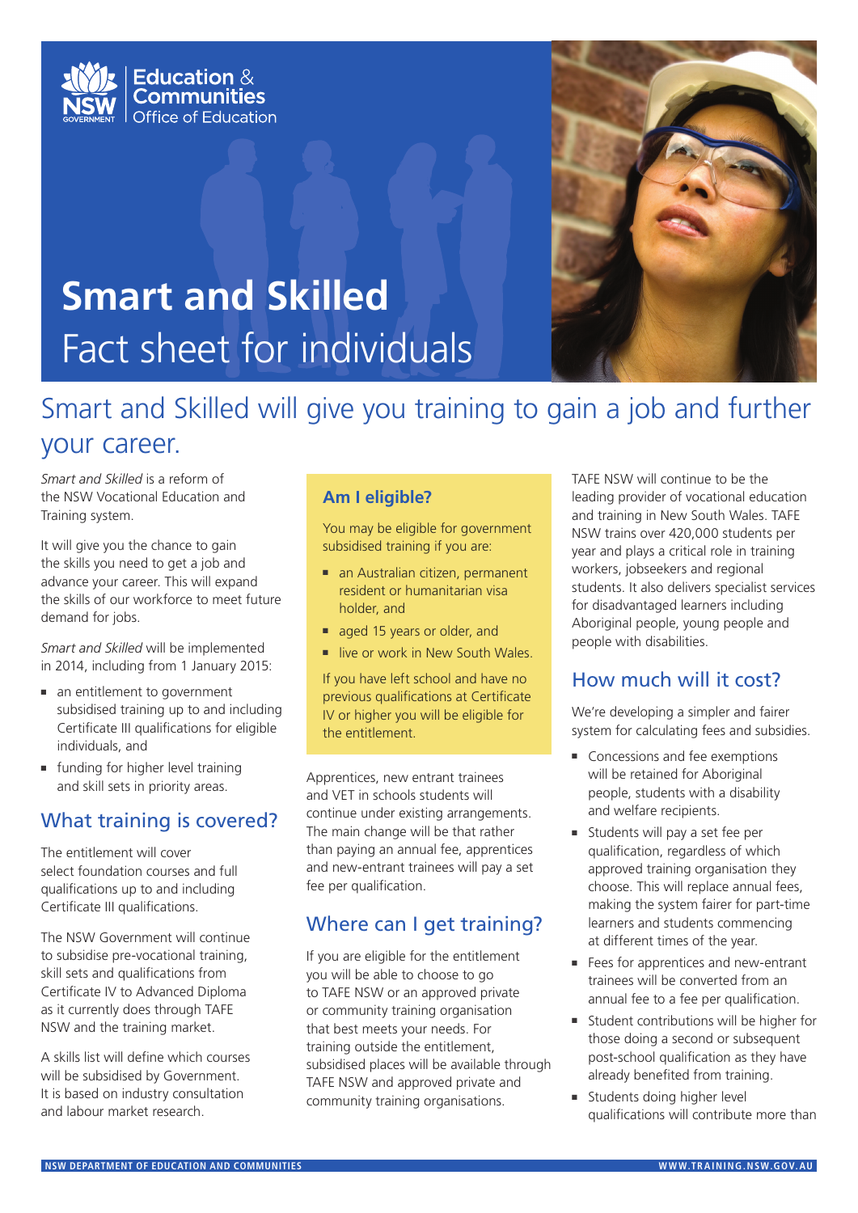Education & Communities
Office of Education

# Smart and Skilled
Fact sheet for individuals

## Smart and Skilled will give you training to gain a job and further your career.

*Smart and Skilled* is a reform of the NSW Vocational Education and Training system.

It will give you the chance to gain the skills you need to get a job and advance your career. This will expand the skills of our workforce to meet future demand for jobs.

*Smart and Skilled* will be implemented in 2014, including from 1 January 2015:

- an entitlement to government subsidised training up to and including Certificate III qualifications for eligible individuals, and
- funding for higher level training and skill sets in priority areas.

## What training is covered?

The entitlement will cover select foundation courses and full qualifications up to and including Certificate III qualifications.

The NSW Government will continue to subsidise pre-vocational training, skill sets and qualifications from Certificate IV to Advanced Diploma as it currently does through TAFE NSW and the training market.

A skills list will define which courses will be subsidised by Government. It is based on industry consultation and labour market research.

### Am I eligible?

You may be eligible for government subsidised training if you are:

- an Australian citizen, permanent resident or humanitarian visa holder, and
- aged 15 years or older, and
- live or work in New South Wales.

If you have left school and have no previous qualifications at Certificate IV or higher you will be eligible for the entitlement.

Apprentices, new entrant trainees and VET in schools students will continue under existing arrangements. The main change will be that rather than paying an annual fee, apprentices and new-entrant trainees will pay a set fee per qualification.

## Where can I get training?

If you are eligible for the entitlement you will be able to choose to go to TAFE NSW or an approved private or community training organisation that best meets your needs. For training outside the entitlement, subsidised places will be available through TAFE NSW and approved private and community training organisations.

TAFE NSW will continue to be the leading provider of vocational education and training in New South Wales. TAFE NSW trains over 420,000 students per year and plays a critical role in training workers, jobseekers and regional students. It also delivers specialist services for disadvantaged learners including Aboriginal people, young people and people with disabilities.

## How much will it cost?

We're developing a simpler and fairer system for calculating fees and subsidies.

- Concessions and fee exemptions will be retained for Aboriginal people, students with a disability and welfare recipients.
- Students will pay a set fee per qualification, regardless of which approved training organisation they choose. This will replace annual fees, making the system fairer for part-time learners and students commencing at different times of the year.
- Fees for apprentices and new-entrant trainees will be converted from an annual fee to a fee per qualification.
- Student contributions will be higher for those doing a second or subsequent post-school qualification as they have already benefited from training.
- Students doing higher level qualifications will contribute more than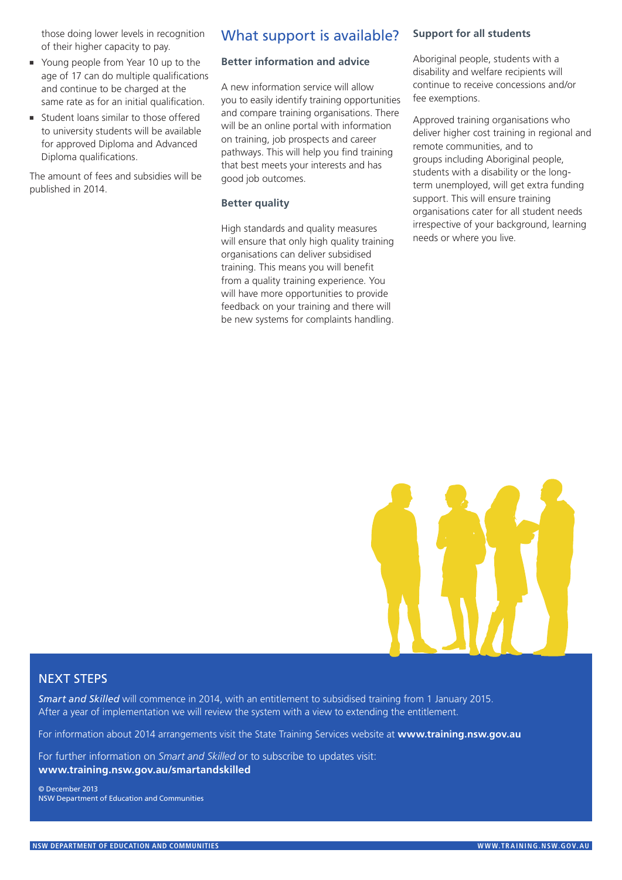those doing lower levels in recognition of their higher capacity to pay.

- Young people from Year 10 up to the age of 17 can do multiple qualifications and continue to be charged at the same rate as for an initial qualification.
- Student loans similar to those offered to university students will be available for approved Diploma and Advanced Diploma qualifications.

The amount of fees and subsidies will be published in 2014.

## What support is available?

### Better information and advice

A new information service will allow you to easily identify training opportunities and compare training organisations. There will be an online portal with information on training, job prospects and career pathways. This will help you find training that best meets your interests and has good job outcomes.

### Better quality

High standards and quality measures will ensure that only high quality training organisations can deliver subsidised training. This means you will benefit from a quality training experience. You will have more opportunities to provide feedback on your training and there will be new systems for complaints handling.

### Support for all students

Aboriginal people, students with a disability and welfare recipients will continue to receive concessions and/or fee exemptions.

Approved training organisations who deliver higher cost training in regional and remote communities, and to groups including Aboriginal people, students with a disability or the long-term unemployed, will get extra funding support. This will ensure training organisations cater for all student needs irrespective of your background, learning needs or where you live.

## NEXT STEPS

*Smart and Skilled* will commence in 2014, with an entitlement to subsidised training from 1 January 2015. After a year of implementation we will review the system with a view to extending the entitlement.

For information about 2014 arrangements visit the State Training Services website at **www.training.nsw.gov.au**

For further information on *Smart and Skilled* or to subscribe to updates visit: **www.training.nsw.gov.au/smartandskilled**

© December 2013
NSW Department of Education and Communities